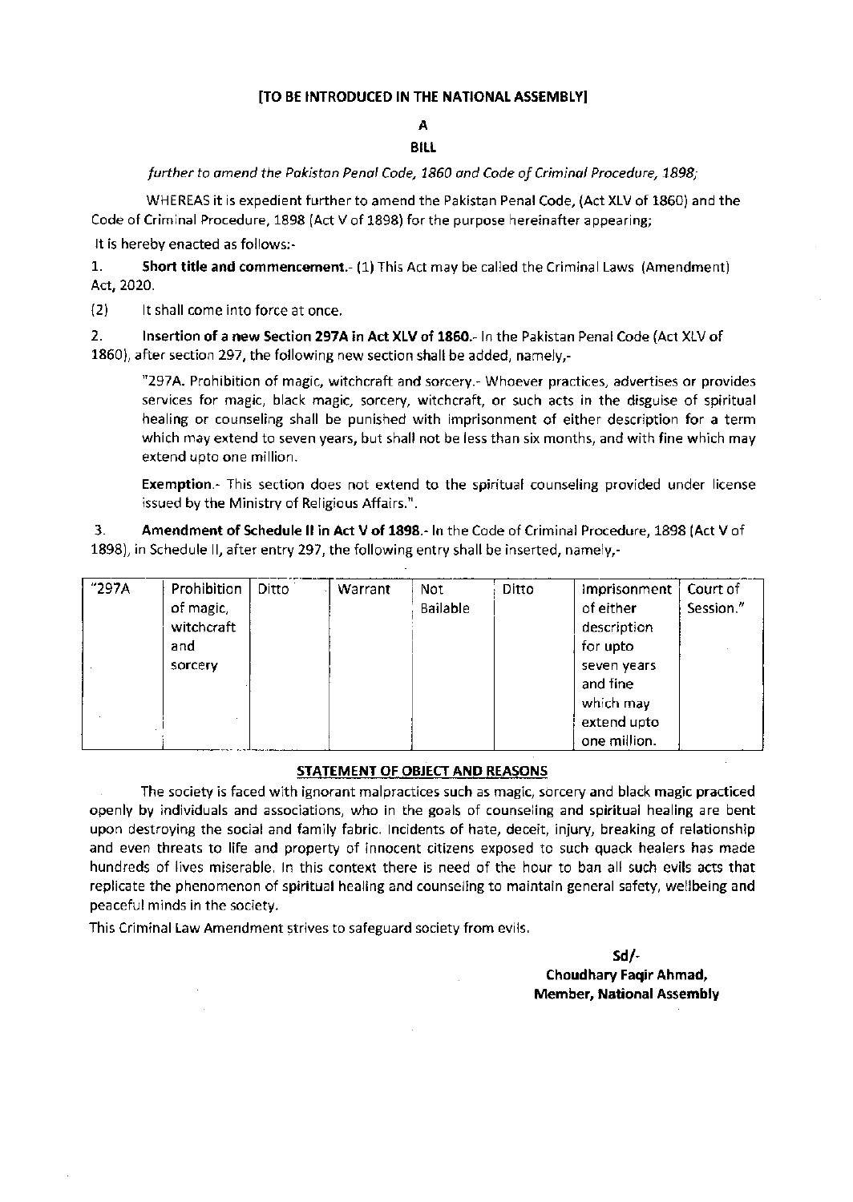**[TO BE INTRODUCED IN THE NATIONAL ASSEMBLY]**

**A**

**BILL**

*further to amend the Pakistan Penal Code, 1860 and Code of Criminal Procedure, 1898;*

WHEREAS it is expedient further to amend the Pakistan Penal Code, (Act XLV of 1860) and the Code of Criminal Procedure, 1898 (Act V of 1898) for the purpose hereinafter appearing;

It is hereby enacted as follows:-

1. **Short title and commencement.**- (1) This Act may be called the Criminal Laws (Amendment) Act, 2020.

(2) It shall come into force at once.

2. **Insertion of a new Section 297A in Act XLV of 1860.**- In the Pakistan Penal Code (Act XLV of 1860), after section 297, the following new section shall be added, namely,-

"297A. Prohibition of magic, witchcraft and sorcery.- Whoever practices, advertises or provides services for magic, black magic, sorcery, witchcraft, or such acts in the disguise of spiritual healing or counseling shall be punished with imprisonment of either description for a term which may extend to seven years, but shall not be less than six months, and with fine which may extend upto one million.

**Exemption.**- This section does not extend to the spiritual counseling provided under license issued by the Ministry of Religious Affairs.".

3. **Amendment of Schedule II in Act V of 1898.**- In the Code of Criminal Procedure, 1898 (Act V of 1898), in Schedule II, after entry 297, the following entry shall be inserted, namely,-

| "297A | Prohibition of magic, witchcraft and sorcery | Ditto | Warrant | Not Bailable | Ditto | Imprisonment of either description for upto seven years and fine which may extend upto one million. | Court of Session." |
|---|---|---|---|---|---|---|---|

**STATEMENT OF OBJECT AND REASONS**

The society is faced with ignorant malpractices such as magic, sorcery and black magic practiced openly by individuals and associations, who in the goals of counseling and spiritual healing are bent upon destroying the social and family fabric. Incidents of hate, deceit, injury, breaking of relationship and even threats to life and property of innocent citizens exposed to such quack healers has made hundreds of lives miserable. In this context there is need of the hour to ban all such evils acts that replicate the phenomenon of spiritual healing and counseling to maintain general safety, wellbeing and peaceful minds in the society.

This Criminal Law Amendment strives to safeguard society from evils.

Sd/-
**Choudhary Faqir Ahmad,**
**Member, National Assembly**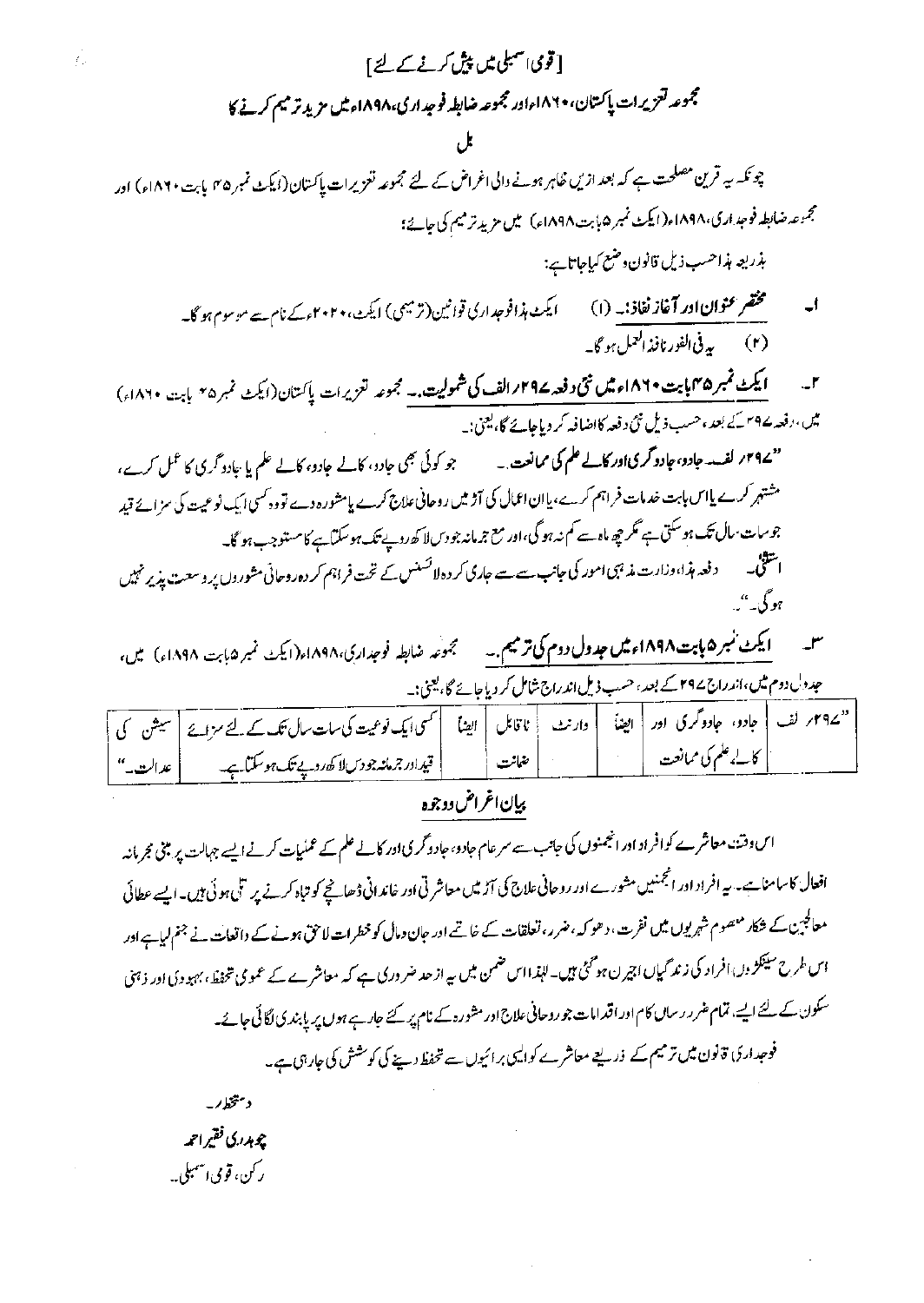[قومی اسمبلی میں پیش کرنے کے لئے]

## مجموعہ تعزیرات پاکستان، ۱۸۶۰ء اور مجموعہ ضابطہ فوجداری، ۱۸۹۸ء میں مزید ترمیم کرنے کا

## بل

چونکہ یہ قرین مصلحت ہے کہ بعد ازیں ظاہر ہونے والی اغراض کے لئے مجموعہ تعزیرات پاکستان (ایکٹ نمبر ۴۵ بابت ۱۸۶۰ء) اور مجموعہ ضابطہ فوجداری، ۱۸۹۸ء (ایکٹ نمبر ۵ بابت ۱۸۹۸ء) میں مزید ترمیم کی جائے؛

بذریعہ ہذا حسب ذیل قانون وضع کیا جاتا ہے:

۱۔ **مختصر عنوان اور آغاز نفاذ:۔** (۱) ایکٹ ہذا فوجداری قوانین (ترمیمی) ایکٹ، ۲۰۲۰ء کے نام سے موسوم ہوگا۔

(۲) یہ فی الفور نافذ العمل ہوگا۔

۲۔ **ایکٹ نمبر ۴۵ بابت ۱۸۶۰ء میں نئی دفعہ ۲۹۷ الف کی شمولیت۔۔** مجموعہ تعزیرات پاکستان (ایکٹ نمبر ۴۵ بابت ۱۸۶۰ء) میں، دفعہ ۲۹۷ کے بعد، حسب ذیل نئی دفعہ کا اضافہ کر دیا جائے گا، یعنی:۔

"۲۹۷ الف۔ **جادو، جادوگری اور کالے علم کی ممانعت۔۔** جو کوئی بھی جادو، کالے جادو، کالے علم یا جادوگری کا عمل کرے، مشتہر کرے یا اس بابت خدمات فراہم کرے، یا ان اعمال کی آڑ میں روحانی علاج کرے یا مشورہ دے تو وہ کسی ایک نوعیت کی سزائے قید جو سات سال تک ہو سکتی ہے مگر چھ ماہ سے کم نہ ہوگی، اور مع جرمانہ جو دس لاکھ روپے تک ہو سکتا ہے کا مستوجب ہوگا۔

**استثنیٰ۔** دفعہ ہذا، وزارت مذہبی امور کی جانب سے جاری کردہ لائسنس کے تحت فراہم کردہ روحانی مشوروں پر وسعت پذیر نہیں ہوگی۔"۔

۳۔ **ایکٹ نمبر ۵ بابت ۱۸۹۸ء میں جدول دوم کی ترمیم۔۔** مجموعہ ضابطہ فوجداری، ۱۸۹۸ء (ایکٹ نمبر ۵ بابت ۱۸۹۸ء) میں، جدول دوم میں، اندراج ۲۹۷ کے بعد، حسب ذیل اندراج شامل کر دیا جائے گا، یعنی:۔

| | | | | | | | |
|---|---|---|---|---|---|---|---|
| "۲۹۷ الف | جادو، جادوگری اور کالے علم کی ممانعت | ایضاً | وارنٹ | ناقابل ضمانت | ایضاً | کسی ایک نوعیت کی سات سال تک کے لئے سزائے قید اور جرمانہ جو دس لاکھ روپے تک ہو سکتا ہے۔ | سیشن کی عدالت۔" |

## بیان اغراض و وجوہ

اس وقت معاشرے کو افراد اور انجمنوں کی جانب سے سر عام جادو، جادوگری اور کالے علم کے عملیات کرنے ایسے جہالت پر مبنی مجرمانہ افعال کا سامنا ہے۔ یہ افراد اور انجمنیں مشورے اور روحانی علاج کی آڑ میں معاشرتی اور خاندانی ڈھانچے کو تباہ کرنے پر تلی ہوئی ہیں۔ ایسے عطائی معالجین کے شکار معصوم شہریوں میں نفرت، دھوکہ، ضرر، تعلقات کے خاتمے اور جان و مال کو خطرات لاحق ہونے کے واقعات نے جنم لیا ہے اور اس طرح سینکڑوں افراد کی زندگیاں اجیرن ہو گئی ہیں۔ لہٰذا اس ضمن میں یہ از حد ضروری ہے کہ معاشرے کے عمومی تحفظ، بہبودی اور ذہنی سکون کے لئے ایسے تمام ضرر رساں کام اور اقدامات جو روحانی علاج اور مشورہ کے نام پر کئے جا رہے ہوں پر پابندی لگائی جائے۔

فوجداری قانون میں ترمیم کے ذریعے معاشرے کو ایسی برائیوں سے تحفظ دینے کی کوشش کی جا رہی ہے۔

دستخط۔

**چوہدری فقیر احمد**

رکن، قومی اسمبلی۔